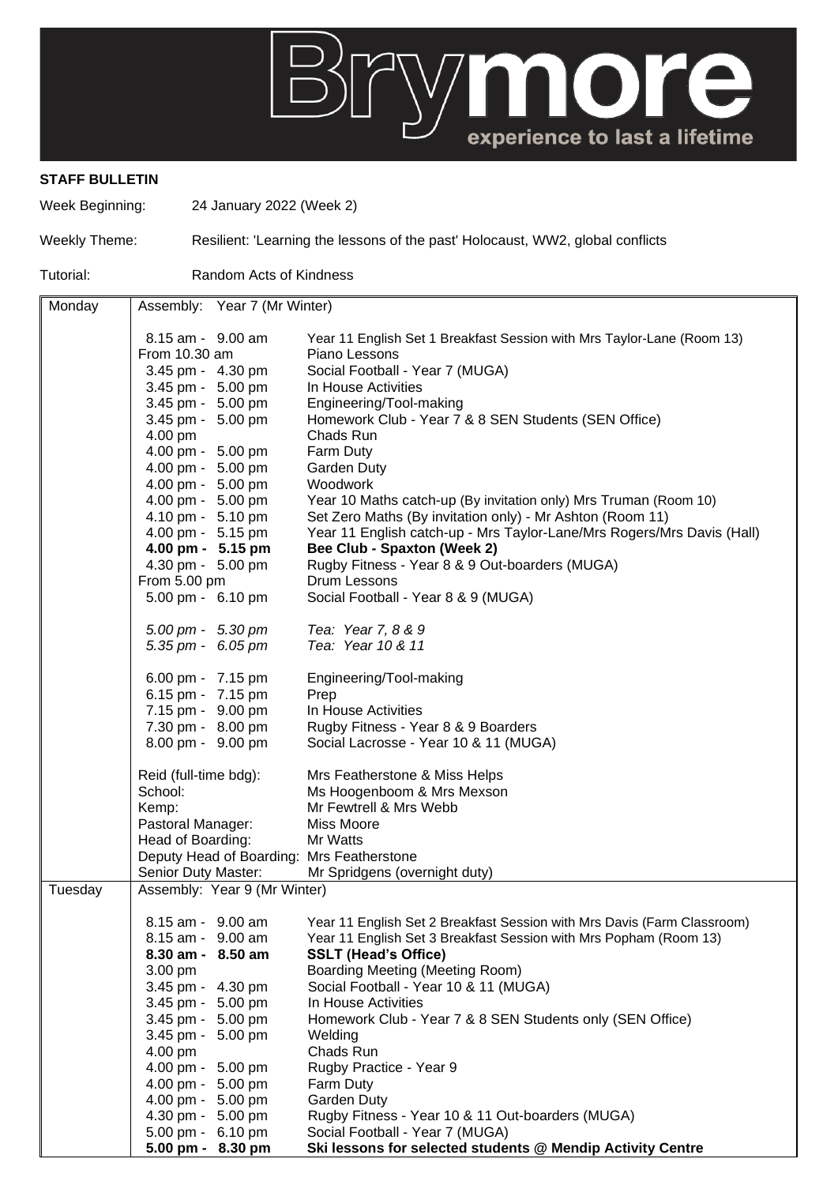Brymore experience to last a lifetime

**STAFF BULLETIN**

Week Beginning: 24 January 2022 (Week 2)

Weekly Theme: Resilient: 'Learning the lessons of the past' Holocaust, WW2, global conflicts

Tutorial: Random Acts of Kindness

| Day | Time | Activity |
|---|---|---|
| Monday | Assembly: Year 7 (Mr Winter) | |
| | 8.15 am - 9.00 am | Year 11 English Set 1 Breakfast Session with Mrs Taylor-Lane (Room 13) |
| | From 10.30 am | Piano Lessons |
| | 3.45 pm - 4.30 pm | Social Football - Year 7 (MUGA) |
| | 3.45 pm - 5.00 pm | In House Activities |
| | 3.45 pm - 5.00 pm | Engineering/Tool-making |
| | 3.45 pm - 5.00 pm | Homework Club - Year 7 & 8 SEN Students (SEN Office) |
| | 4.00 pm | Chads Run |
| | 4.00 pm - 5.00 pm | Farm Duty |
| | 4.00 pm - 5.00 pm | Garden Duty |
| | 4.00 pm - 5.00 pm | Woodwork |
| | 4.00 pm - 5.00 pm | Year 10 Maths catch-up (By invitation only) Mrs Truman (Room 10) |
| | 4.10 pm - 5.10 pm | Set Zero Maths (By invitation only) - Mr Ashton (Room 11) |
| | 4.00 pm - 5.15 pm | Year 11 English catch-up - Mrs Taylor-Lane/Mrs Rogers/Mrs Davis (Hall) |
| | **4.00 pm - 5.15 pm** | **Bee Club - Spaxton (Week 2)** |
| | 4.30 pm - 5.00 pm | Rugby Fitness - Year 8 & 9 Out-boarders (MUGA) |
| | From 5.00 pm | Drum Lessons |
| | 5.00 pm - 6.10 pm | Social Football - Year 8 & 9 (MUGA) |
| | *5.00 pm - 5.30 pm* | *Tea: Year 7, 8 & 9* |
| | *5.35 pm - 6.05 pm* | *Tea: Year 10 & 11* |
| | 6.00 pm - 7.15 pm | Engineering/Tool-making |
| | 6.15 pm - 7.15 pm | Prep |
| | 7.15 pm - 9.00 pm | In House Activities |
| | 7.30 pm - 8.00 pm | Rugby Fitness - Year 8 & 9 Boarders |
| | 8.00 pm - 9.00 pm | Social Lacrosse - Year 10 & 11 (MUGA) |
| | Reid (full-time bdg): | Mrs Featherstone & Miss Helps |
| | School: | Ms Hoogenboom & Mrs Mexson |
| | Kemp: | Mr Fewtrell & Mrs Webb |
| | Pastoral Manager: | Miss Moore |
| | Head of Boarding: | Mr Watts |
| | Deputy Head of Boarding: | Mrs Featherstone |
| | Senior Duty Master: | Mr Spridgens (overnight duty) |
| Tuesday | Assembly: Year 9 (Mr Winter) | |
| | 8.15 am - 9.00 am | Year 11 English Set 2 Breakfast Session with Mrs Davis (Farm Classroom) |
| | 8.15 am - 9.00 am | Year 11 English Set 3 Breakfast Session with Mrs Popham (Room 13) |
| | **8.30 am - 8.50 am** | **SSLT (Head's Office)** |
| | 3.00 pm | Boarding Meeting (Meeting Room) |
| | 3.45 pm - 4.30 pm | Social Football - Year 10 & 11 (MUGA) |
| | 3.45 pm - 5.00 pm | In House Activities |
| | 3.45 pm - 5.00 pm | Homework Club - Year 7 & 8 SEN Students only (SEN Office) |
| | 3.45 pm - 5.00 pm | Welding |
| | 4.00 pm | Chads Run |
| | 4.00 pm - 5.00 pm | Rugby Practice - Year 9 |
| | 4.00 pm - 5.00 pm | Farm Duty |
| | 4.00 pm - 5.00 pm | Garden Duty |
| | 4.30 pm - 5.00 pm | Rugby Fitness - Year 10 & 11 Out-boarders (MUGA) |
| | 5.00 pm - 6.10 pm | Social Football - Year 7 (MUGA) |
| | **5.00 pm - 8.30 pm** | **Ski lessons for selected students @ Mendip Activity Centre** |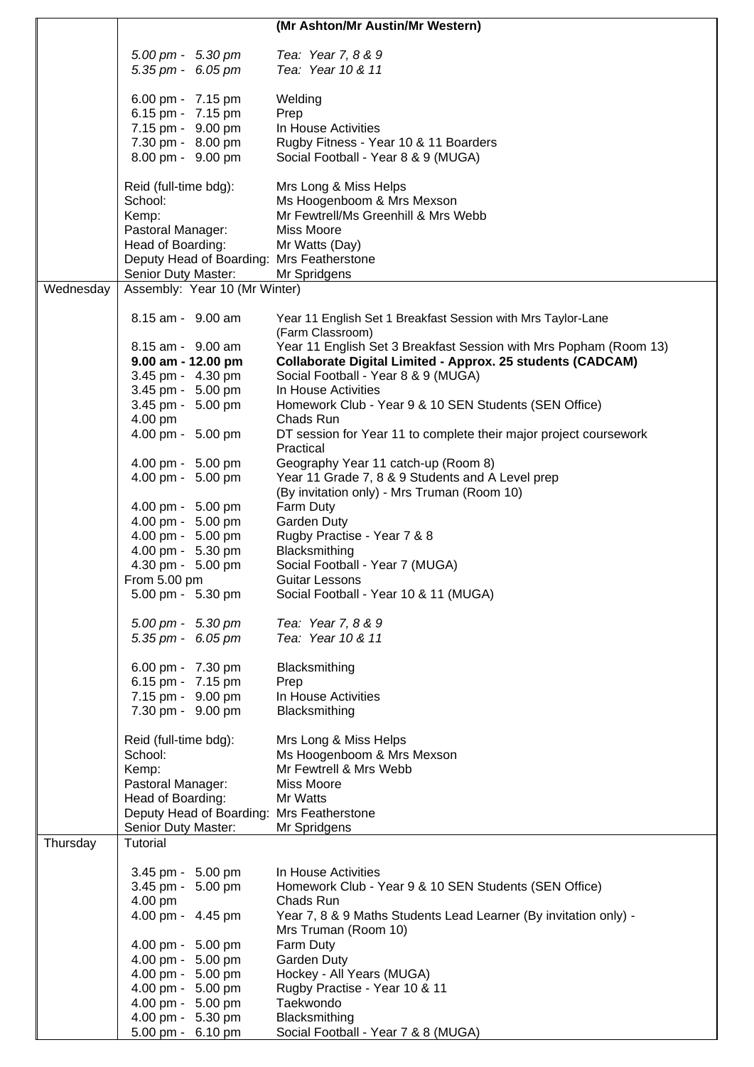| | |
|---|---|
| | **(Mr Ashton/Mr Austin/Mr Western)**<br><br>*5.00 pm - 5.30 pm* *Tea: Year 7, 8 & 9*<br>*5.35 pm - 6.05 pm* *Tea: Year 10 & 11*<br><br>6.00 pm - 7.15 pm Welding<br>6.15 pm - 7.15 pm Prep<br>7.15 pm - 9.00 pm In House Activities<br>7.30 pm - 8.00 pm Rugby Fitness - Year 10 & 11 Boarders<br>8.00 pm - 9.00 pm Social Football - Year 8 & 9 (MUGA)<br><br>Reid (full-time bdg): Mrs Long & Miss Helps<br>School: Ms Hoogenboom & Mrs Mexson<br>Kemp: Mr Fewtrell/Ms Greenhill & Mrs Webb<br>Pastoral Manager: Miss Moore<br>Head of Boarding: Mr Watts (Day)<br>Deputy Head of Boarding: Mrs Featherstone<br>Senior Duty Master: Mr Spridgens |
| Wednesday | Assembly: Year 10 (Mr Winter)<br><br>8.15 am - 9.00 am Year 11 English Set 1 Breakfast Session with Mrs Taylor-Lane (Farm Classroom)<br>8.15 am - 9.00 am Year 11 English Set 3 Breakfast Session with Mrs Popham (Room 13)<br>**9.00 am - 12.00 pm** **Collaborate Digital Limited - Approx. 25 students (CADCAM)**<br>3.45 pm - 4.30 pm Social Football - Year 8 & 9 (MUGA)<br>3.45 pm - 5.00 pm In House Activities<br>3.45 pm - 5.00 pm Homework Club - Year 9 & 10 SEN Students (SEN Office)<br>4.00 pm Chads Run<br>4.00 pm - 5.00 pm DT session for Year 11 to complete their major project coursework Practical<br>4.00 pm - 5.00 pm Geography Year 11 catch-up (Room 8)<br>4.00 pm - 5.00 pm Year 11 Grade 7, 8 & 9 Students and A Level prep (By invitation only) - Mrs Truman (Room 10)<br>4.00 pm - 5.00 pm Farm Duty<br>4.00 pm - 5.00 pm Garden Duty<br>4.00 pm - 5.00 pm Rugby Practise - Year 7 & 8<br>4.00 pm - 5.30 pm Blacksmithing<br>4.30 pm - 5.00 pm Social Football - Year 7 (MUGA)<br>From 5.00 pm Guitar Lessons<br>5.00 pm - 5.30 pm Social Football - Year 10 & 11 (MUGA)<br><br>*5.00 pm - 5.30 pm* *Tea: Year 7, 8 & 9*<br>*5.35 pm - 6.05 pm* *Tea: Year 10 & 11*<br><br>6.00 pm - 7.30 pm Blacksmithing<br>6.15 pm - 7.15 pm Prep<br>7.15 pm - 9.00 pm In House Activities<br>7.30 pm - 9.00 pm Blacksmithing<br><br>Reid (full-time bdg): Mrs Long & Miss Helps<br>School: Ms Hoogenboom & Mrs Mexson<br>Kemp: Mr Fewtrell & Mrs Webb<br>Pastoral Manager: Miss Moore<br>Head of Boarding: Mr Watts<br>Deputy Head of Boarding: Mrs Featherstone<br>Senior Duty Master: Mr Spridgens |
| Thursday | Tutorial<br><br>3.45 pm - 5.00 pm In House Activities<br>3.45 pm - 5.00 pm Homework Club - Year 9 & 10 SEN Students (SEN Office)<br>4.00 pm Chads Run<br>4.00 pm - 4.45 pm Year 7, 8 & 9 Maths Students Lead Learner (By invitation only) - Mrs Truman (Room 10)<br>4.00 pm - 5.00 pm Farm Duty<br>4.00 pm - 5.00 pm Garden Duty<br>4.00 pm - 5.00 pm Hockey - All Years (MUGA)<br>4.00 pm - 5.00 pm Rugby Practise - Year 10 & 11<br>4.00 pm - 5.00 pm Taekwondo<br>4.00 pm - 5.30 pm Blacksmithing<br>5.00 pm - 6.10 pm Social Football - Year 7 & 8 (MUGA) |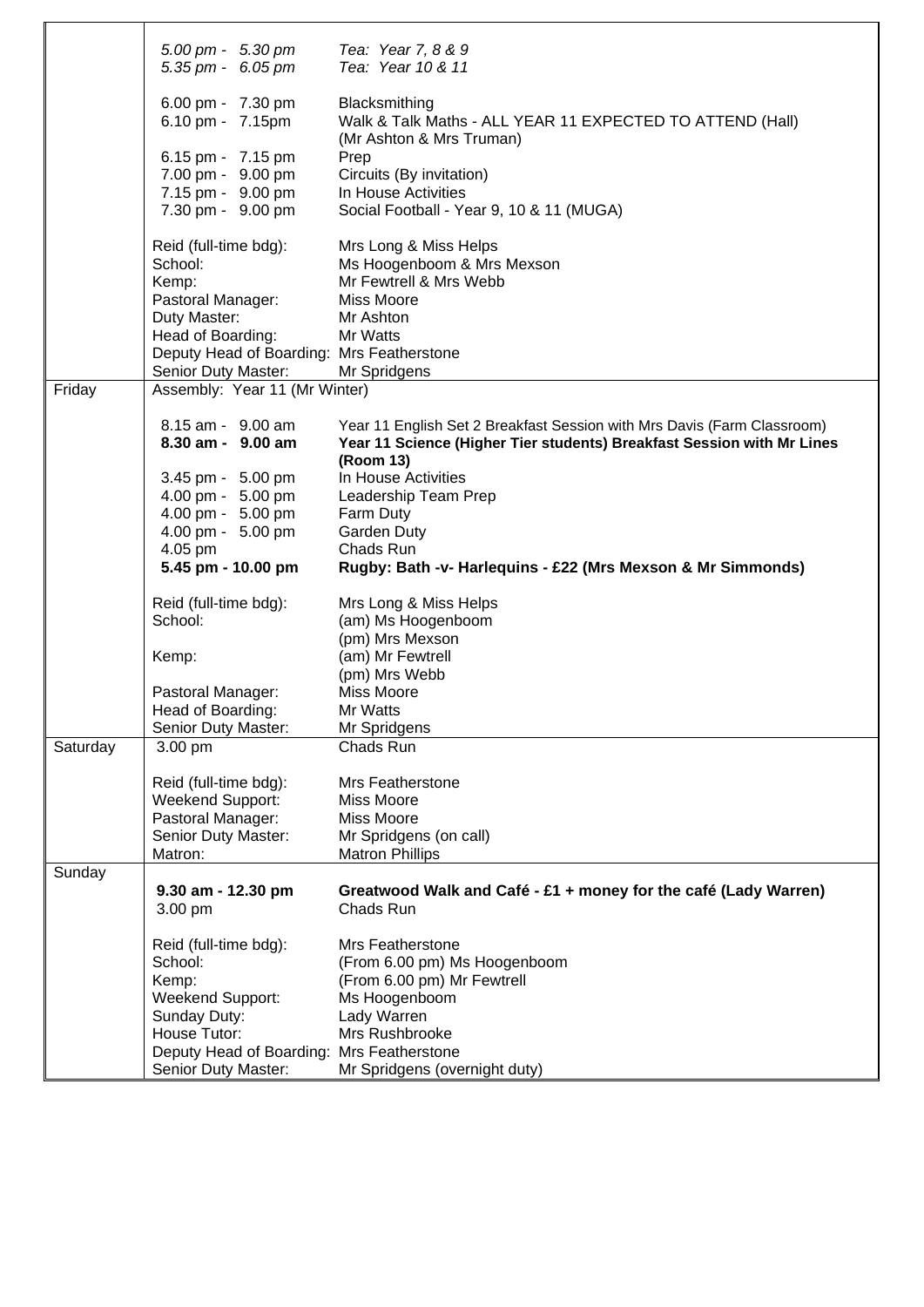| | | |
|---|---|---|
| | *5.00 pm - 5.30 pm* | *Tea: Year 7, 8 & 9* |
| | *5.35 pm - 6.05 pm* | *Tea: Year 10 & 11* |
| | 6.00 pm - 7.30 pm | Blacksmithing |
| | 6.10 pm - 7.15pm | Walk & Talk Maths - ALL YEAR 11 EXPECTED TO ATTEND (Hall) (Mr Ashton & Mrs Truman) |
| | 6.15 pm - 7.15 pm | Prep |
| | 7.00 pm - 9.00 pm | Circuits (By invitation) |
| | 7.15 pm - 9.00 pm | In House Activities |
| | 7.30 pm - 9.00 pm | Social Football - Year 9, 10 & 11 (MUGA) |
| | Reid (full-time bdg): | Mrs Long & Miss Helps |
| | School: | Ms Hoogenboom & Mrs Mexson |
| | Kemp: | Mr Fewtrell & Mrs Webb |
| | Pastoral Manager: | Miss Moore |
| | Duty Master: | Mr Ashton |
| | Head of Boarding: | Mr Watts |
| | Deputy Head of Boarding: | Mrs Featherstone |
| | Senior Duty Master: | Mr Spridgens |
| Friday | Assembly: Year 11 (Mr Winter) | |
| | 8.15 am - 9.00 am | Year 11 English Set 2 Breakfast Session with Mrs Davis (Farm Classroom) |
| | **8.30 am - 9.00 am** | **Year 11 Science (Higher Tier students) Breakfast Session with Mr Lines (Room 13)** |
| | 3.45 pm - 5.00 pm | In House Activities |
| | 4.00 pm - 5.00 pm | Leadership Team Prep |
| | 4.00 pm - 5.00 pm | Farm Duty |
| | 4.00 pm - 5.00 pm | Garden Duty |
| | 4.05 pm | Chads Run |
| | **5.45 pm - 10.00 pm** | **Rugby: Bath -v- Harlequins - £22 (Mrs Mexson & Mr Simmonds)** |
| | Reid (full-time bdg): | Mrs Long & Miss Helps |
| | School: | (am) Ms Hoogenboom<br>(pm) Mrs Mexson |
| | Kemp: | (am) Mr Fewtrell<br>(pm) Mrs Webb |
| | Pastoral Manager: | Miss Moore |
| | Head of Boarding: | Mr Watts |
| | Senior Duty Master: | Mr Spridgens |
| Saturday | 3.00 pm | Chads Run |
| | Reid (full-time bdg): | Mrs Featherstone |
| | Weekend Support: | Miss Moore |
| | Pastoral Manager: | Miss Moore |
| | Senior Duty Master: | Mr Spridgens (on call) |
| | Matron: | Matron Phillips |
| Sunday | **9.30 am - 12.30 pm** | **Greatwood Walk and Café - £1 + money for the café (Lady Warren)** |
| | 3.00 pm | Chads Run |
| | Reid (full-time bdg): | Mrs Featherstone |
| | School: | (From 6.00 pm) Ms Hoogenboom |
| | Kemp: | (From 6.00 pm) Mr Fewtrell |
| | Weekend Support: | Ms Hoogenboom |
| | Sunday Duty: | Lady Warren |
| | House Tutor: | Mrs Rushbrooke |
| | Deputy Head of Boarding: | Mrs Featherstone |
| | Senior Duty Master: | Mr Spridgens (overnight duty) |